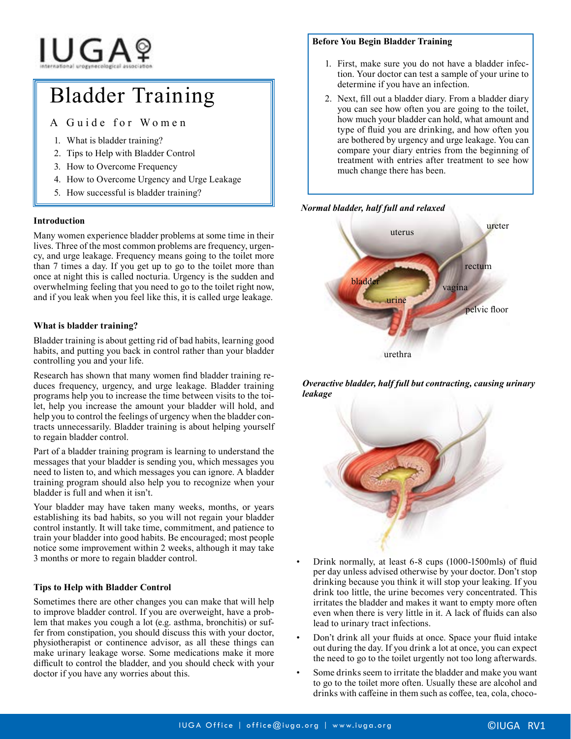# Bladder Training

## A Guide for Women

1. What is bladder training?
2. Tips to Help with Bladder Control
3. How to Overcome Frequency
4. How to Overcome Urgency and Urge Leakage
5. How successful is bladder training?

### Introduction

Many women experience bladder problems at some time in their lives. Three of the most common problems are frequency, urgency, and urge leakage. Frequency means going to the toilet more than 7 times a day. If you get up to go to the toilet more than once at night this is called nocturia. Urgency is the sudden and overwhelming feeling that you need to go to the toilet right now, and if you leak when you feel like this, it is called urge leakage.

### What is bladder training?

Bladder training is about getting rid of bad habits, learning good habits, and putting you back in control rather than your bladder controlling you and your life.

Research has shown that many women find bladder training reduces frequency, urgency, and urge leakage. Bladder training programs help you to increase the time between visits to the toilet, help you increase the amount your bladder will hold, and help you to control the feelings of urgency when the bladder contracts unnecessarily. Bladder training is about helping yourself to regain bladder control.

Part of a bladder training program is learning to understand the messages that your bladder is sending you, which messages you need to listen to, and which messages you can ignore. A bladder training program should also help you to recognize when your bladder is full and when it isn't.

Your bladder may have taken many weeks, months, or years establishing its bad habits, so you will not regain your bladder control instantly. It will take time, commitment, and patience to train your bladder into good habits. Be encouraged; most people notice some improvement within 2 weeks, although it may take 3 months or more to regain bladder control.

### Tips to Help with Bladder Control

Sometimes there are other changes you can make that will help to improve bladder control. If you are overweight, have a problem that makes you cough a lot (e.g. asthma, bronchitis) or suffer from constipation, you should discuss this with your doctor, physiotherapist or continence advisor, as all these things can make urinary leakage worse. Some medications make it more difficult to control the bladder, and you should check with your doctor if you have any worries about this.

**Before You Begin Bladder Training**

1. First, make sure you do not have a bladder infection. Your doctor can test a sample of your urine to determine if you have an infection.
2. Next, fill out a bladder diary. From a bladder diary you can see how often you are going to the toilet, how much your bladder can hold, what amount and type of fluid you are drinking, and how often you are bothered by urgency and urge leakage. You can compare your diary entries from the beginning of treatment with entries after treatment to see how much change there has been.

***Normal bladder, half full and relaxed***

uterus, ureter, rectum, bladder, vagina, urine, pelvic floor, urethra

***Overactive bladder, half full but contracting, causing urinary leakage***

- Drink normally, at least 6-8 cups (1000-1500mls) of fluid per day unless advised otherwise by your doctor. Don't stop drinking because you think it will stop your leaking. If you drink too little, the urine becomes very concentrated. This irritates the bladder and makes it want to empty more often even when there is very little in it. A lack of fluids can also lead to urinary tract infections.
- Don't drink all your fluids at once. Space your fluid intake out during the day. If you drink a lot at once, you can expect the need to go to the toilet urgently not too long afterwards.
- Some drinks seem to irritate the bladder and make you want to go to the toilet more often. Usually these are alcohol and drinks with caffeine in them such as coffee, tea, cola, choco-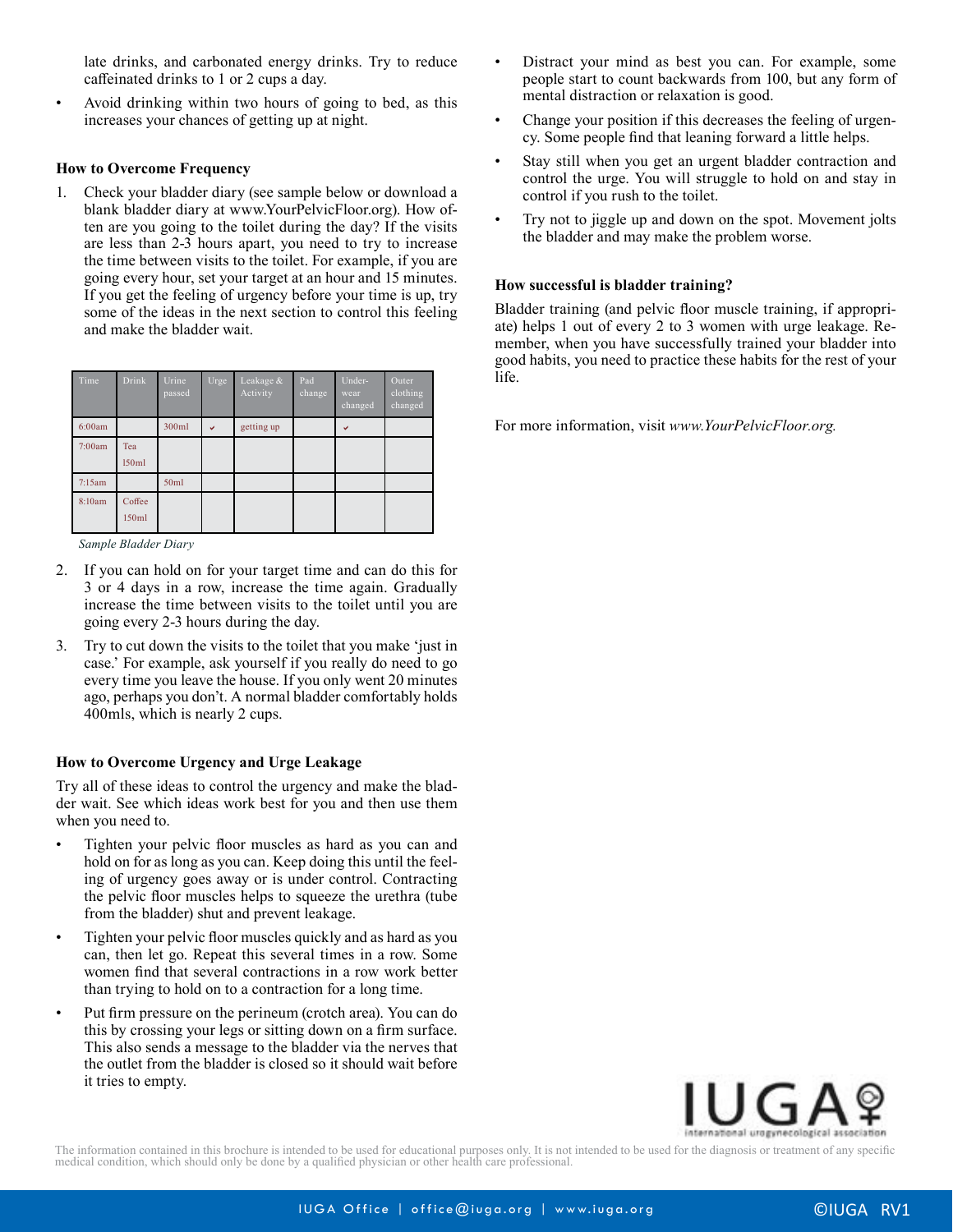late drinks, and carbonated energy drinks. Try to reduce caffeinated drinks to 1 or 2 cups a day.

- Avoid drinking within two hours of going to bed, as this increases your chances of getting up at night.

**How to Overcome Frequency**

1. Check your bladder diary (see sample below or download a blank bladder diary at www.YourPelvicFloor.org). How often are you going to the toilet during the day? If the visits are less than 2-3 hours apart, you need to try to increase the time between visits to the toilet. For example, if you are going every hour, set your target at an hour and 15 minutes. If you get the feeling of urgency before your time is up, try some of the ideas in the next section to control this feeling and make the bladder wait.

| Time | Drink | Urine passed | Urge | Leakage & Activity | Pad change | Under-wear changed | Outer clothing changed |
|---|---|---|---|---|---|---|---|
| 6:00am | | 300ml | ✔ | getting up | | ✔ | |
| 7:00am | Tea 150ml | | | | | | |
| 7:15am | | 50ml | | | | | |
| 8:10am | Coffee 150ml | | | | | | |

*Sample Bladder Diary*

2. If you can hold on for your target time and can do this for 3 or 4 days in a row, increase the time again. Gradually increase the time between visits to the toilet until you are going every 2-3 hours during the day.
3. Try to cut down the visits to the toilet that you make 'just in case.' For example, ask yourself if you really do need to go every time you leave the house. If you only went 20 minutes ago, perhaps you don't. A normal bladder comfortably holds 400mls, which is nearly 2 cups.

**How to Overcome Urgency and Urge Leakage**

Try all of these ideas to control the urgency and make the bladder wait. See which ideas work best for you and then use them when you need to.

- Tighten your pelvic floor muscles as hard as you can and hold on for as long as you can. Keep doing this until the feeling of urgency goes away or is under control. Contracting the pelvic floor muscles helps to squeeze the urethra (tube from the bladder) shut and prevent leakage.
- Tighten your pelvic floor muscles quickly and as hard as you can, then let go. Repeat this several times in a row. Some women find that several contractions in a row work better than trying to hold on to a contraction for a long time.
- Put firm pressure on the perineum (crotch area). You can do this by crossing your legs or sitting down on a firm surface. This also sends a message to the bladder via the nerves that the outlet from the bladder is closed so it should wait before it tries to empty.
- Distract your mind as best you can. For example, some people start to count backwards from 100, but any form of mental distraction or relaxation is good.
- Change your position if this decreases the feeling of urgency. Some people find that leaning forward a little helps.
- Stay still when you get an urgent bladder contraction and control the urge. You will struggle to hold on and stay in control if you rush to the toilet.
- Try not to jiggle up and down on the spot. Movement jolts the bladder and may make the problem worse.

**How successful is bladder training?**

Bladder training (and pelvic floor muscle training, if appropriate) helps 1 out of every 2 to 3 women with urge leakage. Remember, when you have successfully trained your bladder into good habits, you need to practice these habits for the rest of your life.

For more information, visit *www.YourPelvicFloor.org.*

IUGA international urogynecological association

The information contained in this brochure is intended to be used for educational purposes only. It is not intended to be used for the diagnosis or treatment of any specific medical condition, which should only be done by a qualified physician or other health care professional.

IUGA Office | office@iuga.org | www.iuga.org

©IUGA RV1